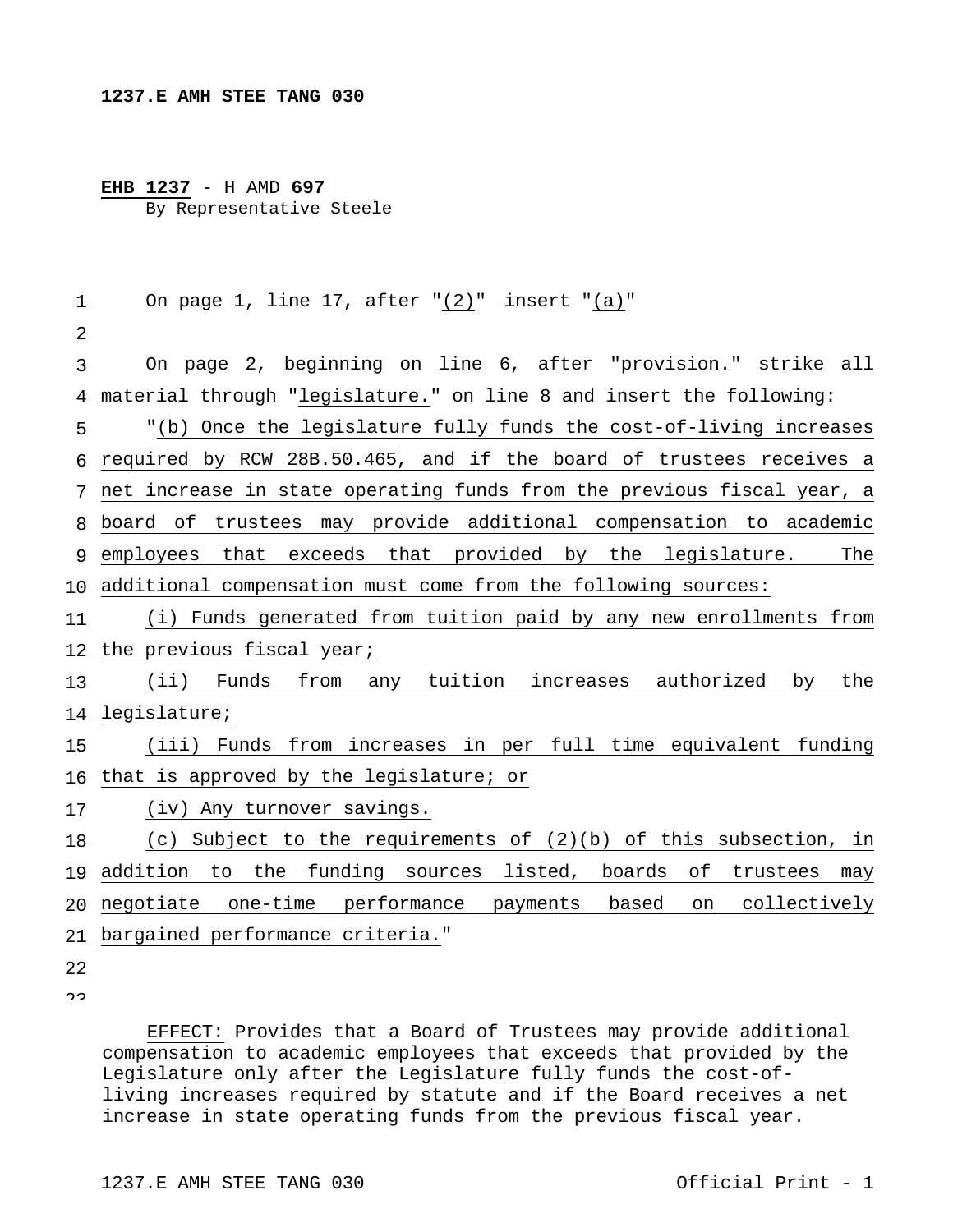**1237.E AMH STEE TANG 030**

**EHB 1237** - H AMD **697**
By Representative Steele

On page 1, line 17, after "(2)" insert "(a)"

On page 2, beginning on line 6, after "provision." strike all material through "legislature." on line 8 and insert the following:

"(b) Once the legislature fully funds the cost-of-living increases required by RCW 28B.50.465, and if the board of trustees receives a net increase in state operating funds from the previous fiscal year, a board of trustees may provide additional compensation to academic employees that exceeds that provided by the legislature. The additional compensation must come from the following sources:

(i) Funds generated from tuition paid by any new enrollments from the previous fiscal year;

(ii) Funds from any tuition increases authorized by the legislature;

(iii) Funds from increases in per full time equivalent funding that is approved by the legislature; or

(iv) Any turnover savings.

(c) Subject to the requirements of (2)(b) of this subsection, in addition to the funding sources listed, boards of trustees may negotiate one-time performance payments based on collectively bargained performance criteria."

EFFECT: Provides that a Board of Trustees may provide additional compensation to academic employees that exceeds that provided by the Legislature only after the Legislature fully funds the cost-of-living increases required by statute and if the Board receives a net increase in state operating funds from the previous fiscal year.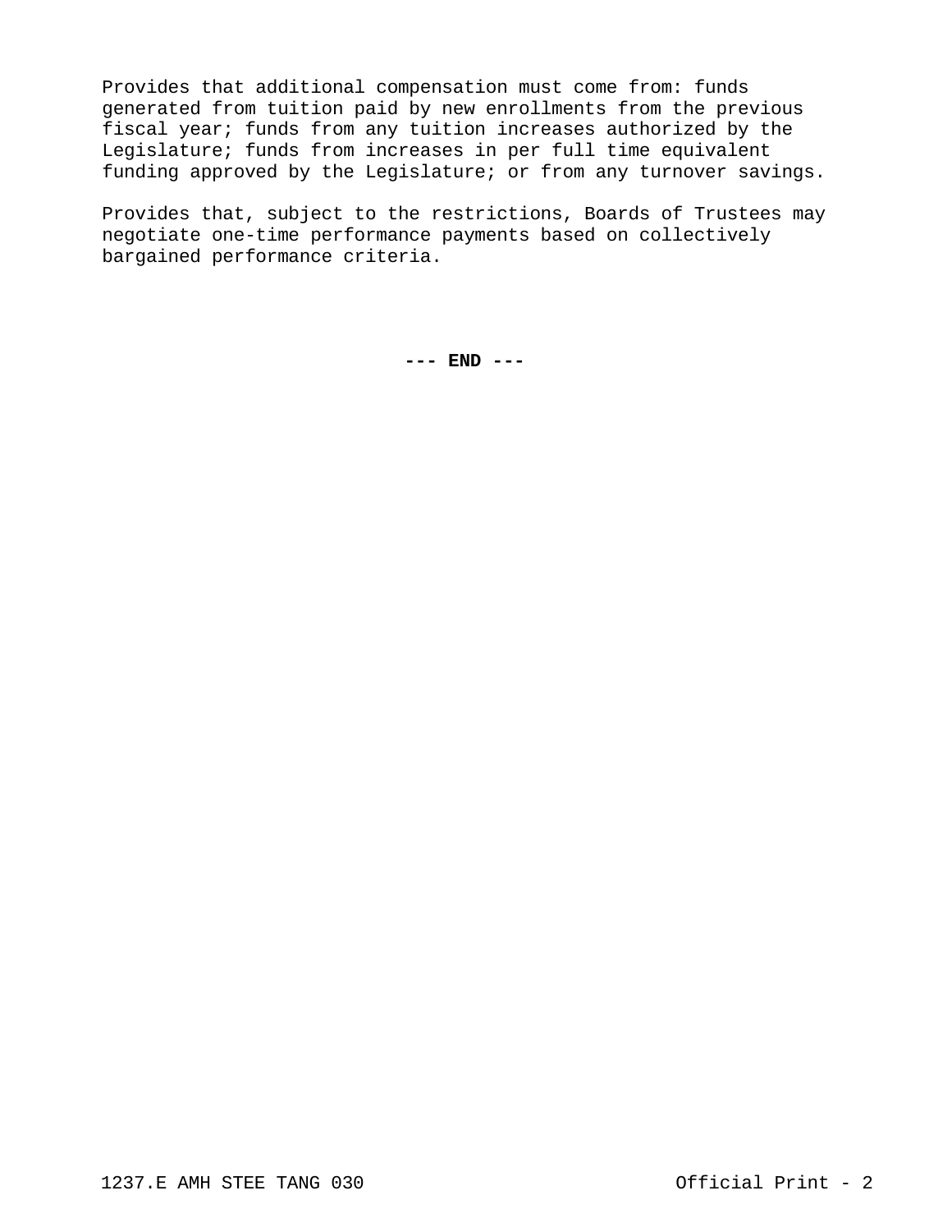Provides that additional compensation must come from: funds generated from tuition paid by new enrollments from the previous fiscal year; funds from any tuition increases authorized by the Legislature; funds from increases in per full time equivalent funding approved by the Legislature; or from any turnover savings.

Provides that, subject to the restrictions, Boards of Trustees may negotiate one-time performance payments based on collectively bargained performance criteria.

**--- END ---**